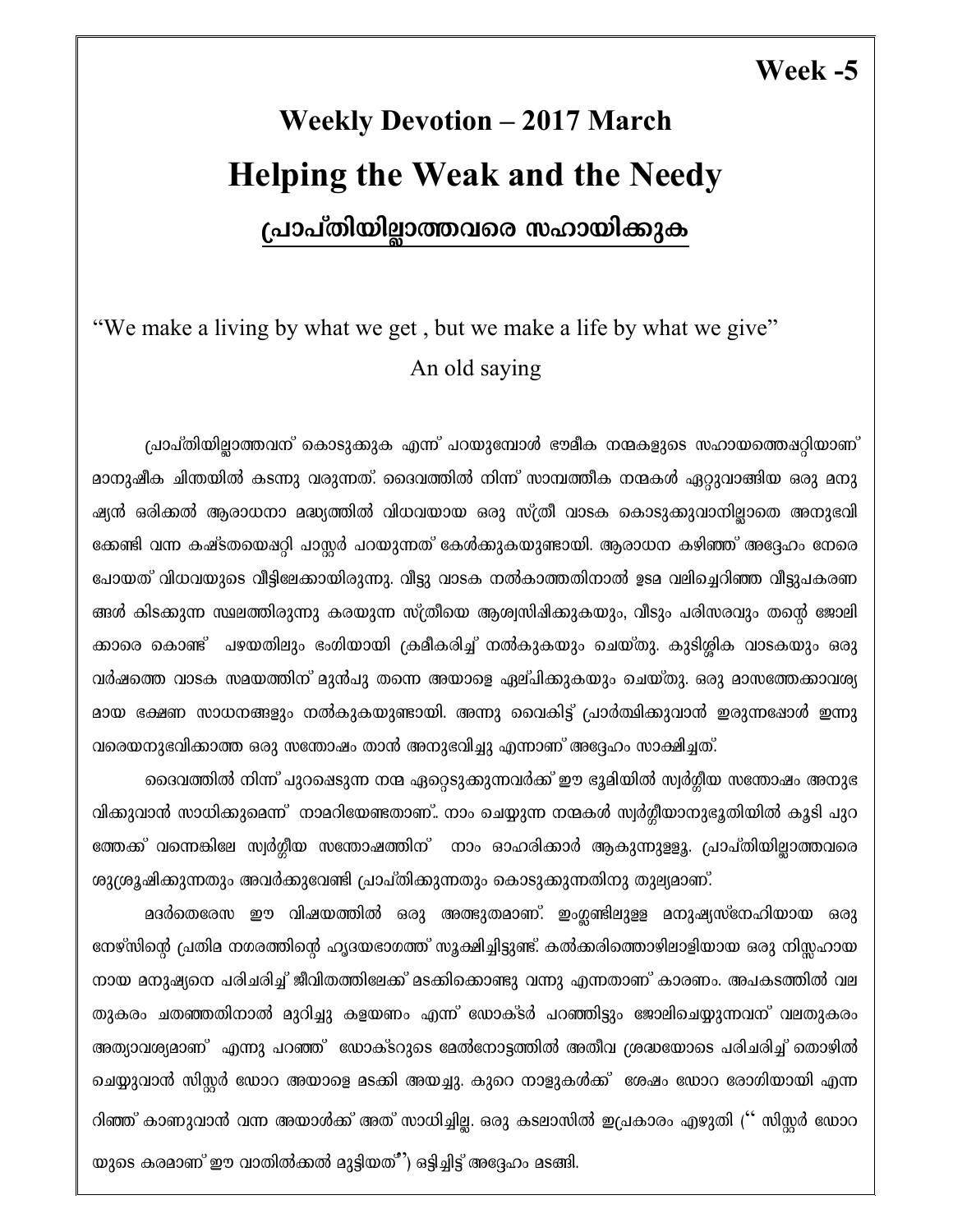**Week -5**

# Weekly Devotion – 2017 March

# Helping the Weak and the Needy

## <u>പ്രാപ്തിയില്ലാത്തവരെ സഹായിക്കുക</u>

"We make a living by what we get , but we make a life by what we give"

An old saying

പ്രാപ്തിയില്ലാത്തവന് കൊടുക്കുക എന്ന് പറയുമ്പോൾ ഭൗമീക നന്മകളുടെ സഹായത്തെപ്പറ്റിയാണ് മാനുഷീക ചിന്തയിൽ കടന്നു വരുന്നത്. ദൈവത്തിൽ നിന്ന് സാമ്പത്തീക നന്മകൾ ഏറ്റുവാങ്ങിയ ഒരു മനുഷ്യൻ ഒരിക്കൽ ആരാധനാ മദ്ധ്യത്തിൽ വിധവയായ ഒരു സ്ത്രീ വാടക കൊടുക്കുവാനില്ലാതെ അനുഭവിക്കേണ്ടി വന്ന കഷ്ടതയെപ്പറ്റി പാസ്റ്റർ പറയുന്നത് കേൾക്കുകയുണ്ടായി. ആരാധന കഴിഞ്ഞ് അദ്ദേഹം നേരെ പോയത് വിധവയുടെ വീട്ടിലേക്കായിരുന്നു. വീട്ടു വാടക നൽകാത്തതിനാൽ ഉടമ വലിച്ചെറിഞ്ഞ വീട്ടുപകരണങ്ങൾ കിടക്കുന്ന സ്ഥലത്തിരുന്നു കരയുന്ന സ്ത്രീയെ ആശ്വസിപ്പിക്കുകയും, വീടും പരിസരവും തന്റെ ജോലിക്കാരെ കൊണ്ട് പഴയതിലും ഭംഗിയായി ക്രമീകരിച്ച് നൽകുകയും ചെയ്തു. കുടിശ്ശിക വാടകയും ഒരു വർഷത്തെ വാടക സമയത്തിന് മുൻപു തന്നെ അയാളെ ഏല്പിക്കുകയും ചെയ്തു. ഒരു മാസത്തേക്കാവശ്യമായ ഭക്ഷണ സാധനങ്ങളും നൽകുകയുണ്ടായി. അന്നു വൈകിട്ട് പ്രാർത്ഥിക്കുവാൻ ഇരുന്നപ്പോൾ ഇന്നു വരെയനുഭവിക്കാത്ത ഒരു സന്തോഷം താൻ അനുഭവിച്ചു എന്നാണ് അദ്ദേഹം സാക്ഷിച്ചത്.

ദൈവത്തിൽ നിന്ന് പുറപ്പെടുന്ന നന്മ ഏറ്റെടുക്കുന്നവർക്ക് ഈ ഭൂമിയിൽ സ്വർഗ്ഗീയ സന്തോഷം അനുഭവിക്കുവാൻ സാധിക്കുമെന്ന് നാമറിയേണ്ടതാണ്.. നാം ചെയ്യുന്ന നന്മകൾ സ്വർഗ്ഗീയാനുഭൂതിയിൽ കൂടി പുറത്തേക്ക് വന്നെങ്കിലേ സ്വർഗ്ഗീയ സന്തോഷത്തിന് നാം ഓഹരിക്കാർ ആകുന്നുള്ളൂ. പ്രാപ്തിയില്ലാത്തവരെ ശുശ്രൂഷിക്കുന്നതും അവർക്കുവേണ്ടി പ്രാപ്തിക്കുന്നതും കൊടുക്കുന്നതിനു തുല്യമാണ്.

മദർതെരേസ ഈ വിഷയത്തിൽ ഒരു അത്ഭുതമാണ്. ഇംഗ്ലണ്ടിലുള്ള മനുഷ്യസ്നേഹിയായ ഒരു നേഴ്സിന്റെ പ്രതിമ നഗരത്തിന്റെ ഹൃദയഭാഗത്ത് സൂക്ഷിച്ചിട്ടുണ്ട്. കൽക്കരിത്തൊഴിലാളിയായ ഒരു നിസ്സഹായനായ മനുഷ്യനെ പരിചരിച്ച് ജീവിതത്തിലേക്ക് മടക്കിക്കൊണ്ടു വന്നു എന്നതാണ് കാരണം. അപകടത്തിൽ വലതുകരം ചതഞ്ഞതിനാൽ മുറിച്ചു കളയണം എന്ന് ഡോക്ടർ പറഞ്ഞിട്ടും ജോലിചെയ്യുന്നവന് വലതുകരം അത്യാവശ്യമാണ് എന്നു പറഞ്ഞ് ഡോക്ടറുടെ മേൽനോട്ടത്തിൽ അതീവ ശ്രദ്ധയോടെ പരിചരിച്ച് തൊഴിൽ ചെയ്യുവാൻ സിസ്റ്റർ ഡോറ അയാളെ മടക്കി അയച്ചു. കുറെ നാളുകൾക്ക് ശേഷം ഡോറ രോഗിയായി എന്നറിഞ്ഞ് കാണുവാൻ വന്ന അയാൾക്ക് അത് സാധിച്ചില്ല. ഒരു കടലാസിൽ ഇപ്രകാരം എഴുതി ('' സിസ്റ്റർ ഡോറയുടെ കരമാണ് ഈ വാതിൽക്കൽ മുട്ടിയത്'') ഒട്ടിച്ചിട്ട് അദ്ദേഹം മടങ്ങി.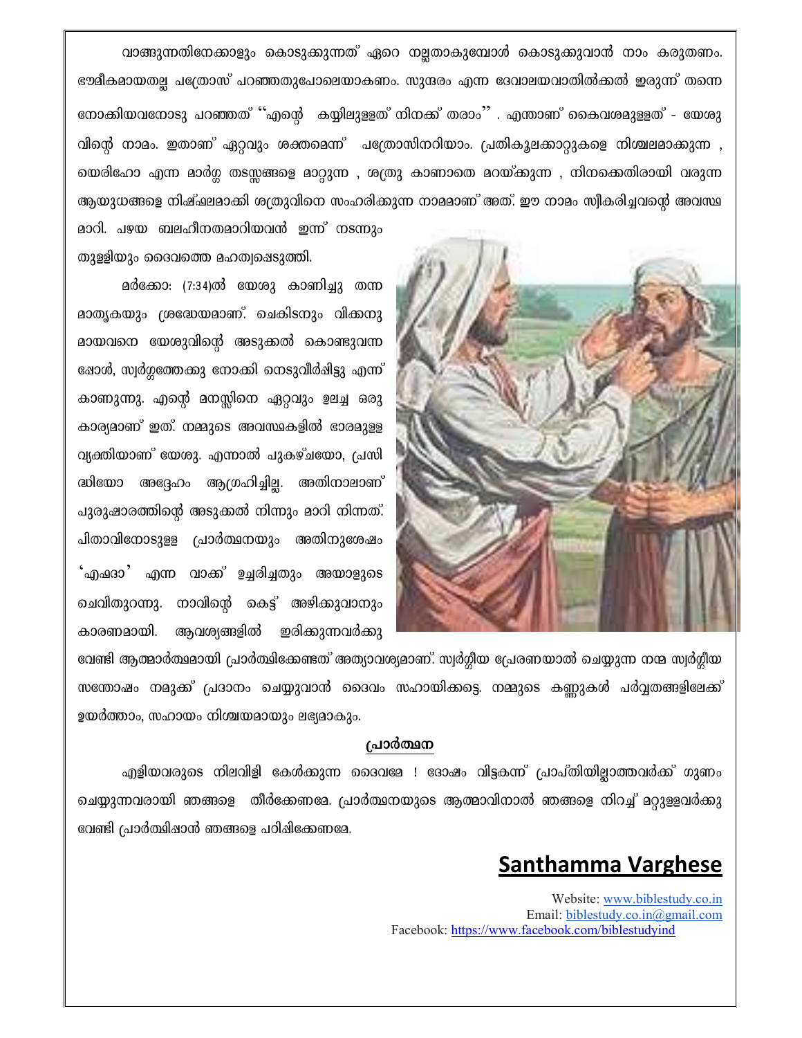വാങ്ങുന്നതിനേക്കാളും കൊടുക്കുന്നത് ഏറെ നല്ലതാകുമ്പോൾ കൊടുക്കുവാൻ നാം കരുതണം. ഭൗമികമായതല്ല പത്രോസ് പറഞ്ഞതുപോലെയാകണം. സുന്ദരം എന്ന ദേവാലയവാതിൽക്കൽ ഇരുന്ന് തന്നെ നോക്കിയവനോടു പറഞ്ഞത് "എന്റെ കയ്യിലുള്ളത് നിനക്ക് തരാം". എന്താണ് കൈവശമുള്ളത് - യേശുവിന്റെ നാമം. ഇതാണ് ഏറ്റവും ശക്തമെന്ന് പത്രോസിനറിയാം. പ്രതികൂലക്കാറ്റുകളെ നിശ്ചലമാക്കുന്ന, യെരിഹോ എന്ന മാർഗ്ഗ തടസ്സങ്ങളെ മാറ്റുന്ന, ശത്രു കാണാതെ മറയ്ക്കുന്ന, നിനക്കെതിരായി വരുന്ന ആയുധങ്ങളെ നിഷ്ഫലമാക്കി ശത്രുവിനെ സംഹരിക്കുന്ന നാമമാണ് അത്. ഈ നാമം സ്വീകരിച്ചവന്റെ അവസ്ഥ മാറി. പഴയ ബലഹീനതമാറിയവൻ ഇന്ന് നടന്നും തുള്ളിയും ദൈവത്തെ മഹത്വപ്പെടുത്തി.

മർക്കോ: (7:34)ൽ യേശു കാണിച്ചു തന്ന മാതൃകയും ശ്രദ്ധേയമാണ്. ചെകിടനും വിക്കനുമായവനെ യേശുവിന്റെ അടുക്കൽ കൊണ്ടുവന്നപ്പോൾ, സ്വർഗ്ഗത്തേക്കു നോക്കി നെടുവീർപ്പിട്ടു എന്ന് കാണുന്നു. എന്റെ മനസ്സിനെ ഏറ്റവും ഉലച്ച ഒരു കാര്യമാണ് ഇത്. നമ്മുടെ അവസ്ഥകളിൽ ഭാരമുള്ള വ്യക്തിയാണ് യേശു. എന്നാൽ പുകഴ്ചയോ, പ്രസിദ്ധിയോ അദ്ദേഹം ആഗ്രഹിച്ചില്ല. അതിനാലാണ് പുരുഷാരത്തിന്റെ അടുക്കൽ നിന്നും മാറി നിന്നത്. പിതാവിനോടുള്ള പ്രാർത്ഥനയും അതിനുശേഷം 'എഫഥാ' എന്ന വാക്ക് ഉച്ചരിച്ചതും അയാളുടെ ചെവിതുറന്നു. നാവിന്റെ കെട്ട് അഴിക്കുവാനും കാരണമായി. ആവശ്യങ്ങളിൽ ഇരിക്കുന്നവർക്കു വേണ്ടി ആത്മാർത്ഥമായി പ്രാർത്ഥിക്കേണ്ടത് അത്യാവശ്യമാണ്. സ്വർഗ്ഗീയ പ്രേരണയാൽ ചെയ്യുന്ന നന്മ സ്വർഗ്ഗീയ സന്തോഷം നമുക്ക് പ്രദാനം ചെയ്യുവാൻ ദൈവം സഹായിക്കട്ടെ. നമ്മുടെ കണ്ണുകൾ പർവ്വതങ്ങളിലേക്ക് ഉയർത്താം, സഹായം നിശ്ചയമായും ലഭ്യമാകും.

## <u>പ്രാർത്ഥന</u>

എളിയവരുടെ നിലവിളി കേൾക്കുന്ന ദൈവമേ ! ദോഷം വിട്ടകന്ന് പ്രാപ്തിയില്ലാത്തവർക്ക് ഗുണം ചെയ്യുന്നവരായി ഞങ്ങളെ തീർക്കേണമേ. പ്രാർത്ഥനയുടെ ആത്മാവിനാൽ ഞങ്ങളെ നിറച്ച് മറ്റുള്ളവർക്കു വേണ്ടി പ്രാർത്ഥിപ്പാൻ ഞങ്ങളെ പഠിപ്പിക്കേണമേ.

**<u>Santhamma Varghese</u>**

Website: www.biblestudy.co.in
Email: biblestudy.co.in@gmail.com
Facebook: https://www.facebook.com/biblestudyind